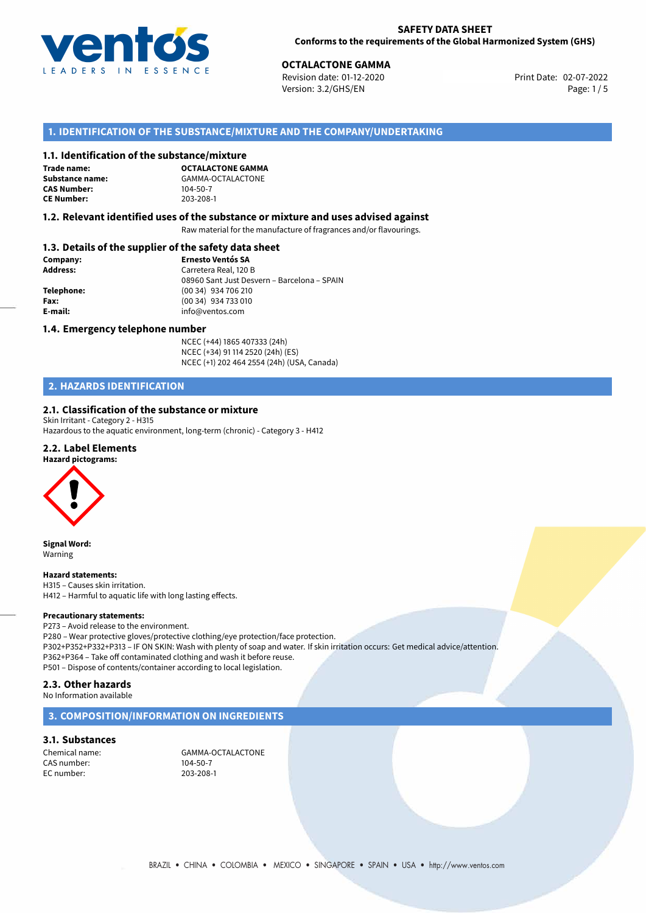**SAFETY DATA SHEET**
**Conforms to the requirements of the Global Harmonized System (GHS)**

**OCTALACTONE GAMMA**
Revision date: 01-12-2020
Version: 3.2/GHS/EN
Print Date: 02-07-2022

## 1. IDENTIFICATION OF THE SUBSTANCE/MIXTURE AND THE COMPANY/UNDERTAKING

### 1.1. Identification of the substance/mixture

**Trade name:** **OCTALACTONE GAMMA**
**Substance name:** GAMMA-OCTALACTONE
**CAS Number:** 104-50-7
**CE Number:** 203-208-1

### 1.2. Relevant identified uses of the substance or mixture and uses advised against

Raw material for the manufacture of fragrances and/or flavourings.

### 1.3. Details of the supplier of the safety data sheet

**Company:** **Ernesto Ventós SA**
**Address:** Carretera Real, 120 B
08960 Sant Just Desvern – Barcelona – SPAIN
**Telephone:** (00 34) 934 706 210
**Fax:** (00 34) 934 733 010
**E-mail:** info@ventos.com

### 1.4. Emergency telephone number

NCEC (+44) 1865 407333 (24h)
NCEC (+34) 91 114 2520 (24h) (ES)
NCEC (+1) 202 464 2554 (24h) (USA, Canada)

## 2. HAZARDS IDENTIFICATION

### 2.1. Classification of the substance or mixture

Skin Irritant - Category 2 - H315
Hazardous to the aquatic environment, long-term (chronic) - Category 3 - H412

### 2.2. Label Elements

**Hazard pictograms:**

**Signal Word:**
Warning

**Hazard statements:**
H315 – Causes skin irritation.
H412 – Harmful to aquatic life with long lasting effects.

**Precautionary statements:**
P273 – Avoid release to the environment.
P280 – Wear protective gloves/protective clothing/eye protection/face protection.
P302+P352+P332+P313 – IF ON SKIN: Wash with plenty of soap and water. If skin irritation occurs: Get medical advice/attention.
P362+P364 – Take off contaminated clothing and wash it before reuse.
P501 – Dispose of contents/container according to local legislation.

### 2.3. Other hazards

No Information available

## 3. COMPOSITION/INFORMATION ON INGREDIENTS

### 3.1. Substances

Chemical name: GAMMA-OCTALACTONE
CAS number: 104-50-7
EC number: 203-208-1

BRAZIL • CHINA • COLOMBIA • MEXICO • SINGAPORE • SPAIN • USA • http://www.ventos.com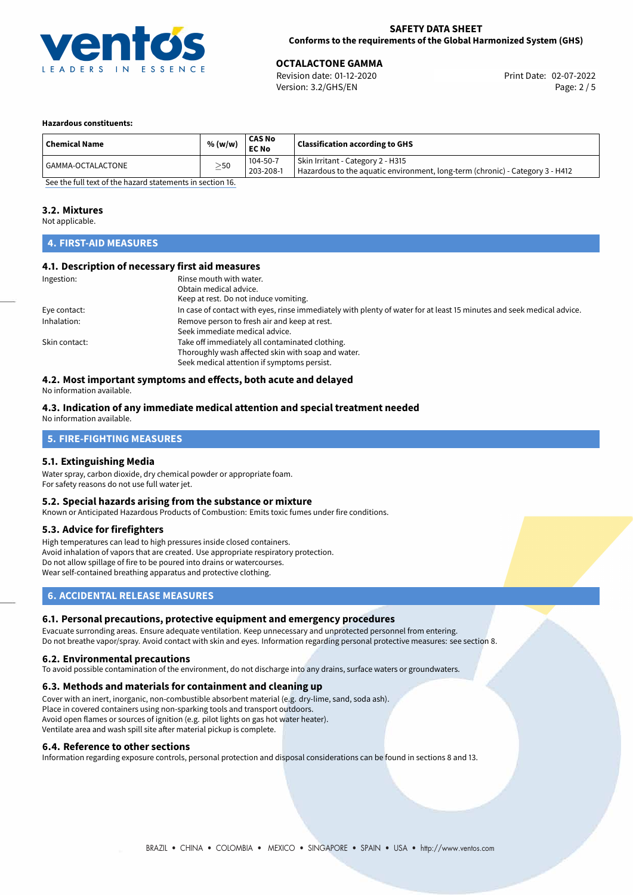**Hazardous constituents:**

| Chemical Name | % (w/w) | CAS No<br>EC No | Classification according to GHS |
|---|---|---|---|
| GAMMA-OCTALACTONE | ≥50 | 104-50-7<br>203-208-1 | Skin Irritant - Category 2 - H315<br>Hazardous to the aquatic environment, long-term (chronic) - Category 3 - H412 |

See the full text of the hazard statements in section 16.

### 3.2. Mixtures

Not applicable.

## 4. FIRST-AID MEASURES

### 4.1. Description of necessary first aid measures

Ingestion: Rinse mouth with water.
Obtain medical advice.
Keep at rest. Do not induce vomiting.

Eye contact: In case of contact with eyes, rinse immediately with plenty of water for at least 15 minutes and seek medical advice.

Inhalation: Remove person to fresh air and keep at rest.
Seek immediate medical advice.

Skin contact: Take off immediately all contaminated clothing.
Thoroughly wash affected skin with soap and water.
Seek medical attention if symptoms persist.

### 4.2. Most important symptoms and effects, both acute and delayed

No information available.

### 4.3. Indication of any immediate medical attention and special treatment needed

No information available.

## 5. FIRE-FIGHTING MEASURES

### 5.1. Extinguishing Media

Water spray, carbon dioxide, dry chemical powder or appropriate foam.
For safety reasons do not use full water jet.

### 5.2. Special hazards arising from the substance or mixture

Known or Anticipated Hazardous Products of Combustion: Emits toxic fumes under fire conditions.

### 5.3. Advice for firefighters

High temperatures can lead to high pressures inside closed containers.
Avoid inhalation of vapors that are created. Use appropriate respiratory protection.
Do not allow spillage of fire to be poured into drains or watercourses.
Wear self-contained breathing apparatus and protective clothing.

## 6. ACCIDENTAL RELEASE MEASURES

### 6.1. Personal precautions, protective equipment and emergency procedures

Evacuate surronding areas. Ensure adequate ventilation. Keep unnecessary and unprotected personnel from entering.
Do not breathe vapor/spray. Avoid contact with skin and eyes. Information regarding personal protective measures: see section 8.

### 6.2. Environmental precautions

To avoid possible contamination of the environment, do not discharge into any drains, surface waters or groundwaters.

### 6.3. Methods and materials for containment and cleaning up

Cover with an inert, inorganic, non-combustible absorbent material (e.g. dry-lime, sand, soda ash).
Place in covered containers using non-sparking tools and transport outdoors.
Avoid open flames or sources of ignition (e.g. pilot lights on gas hot water heater).
Ventilate area and wash spill site after material pickup is complete.

### 6.4. Reference to other sections

Information regarding exposure controls, personal protection and disposal considerations can be found in sections 8 and 13.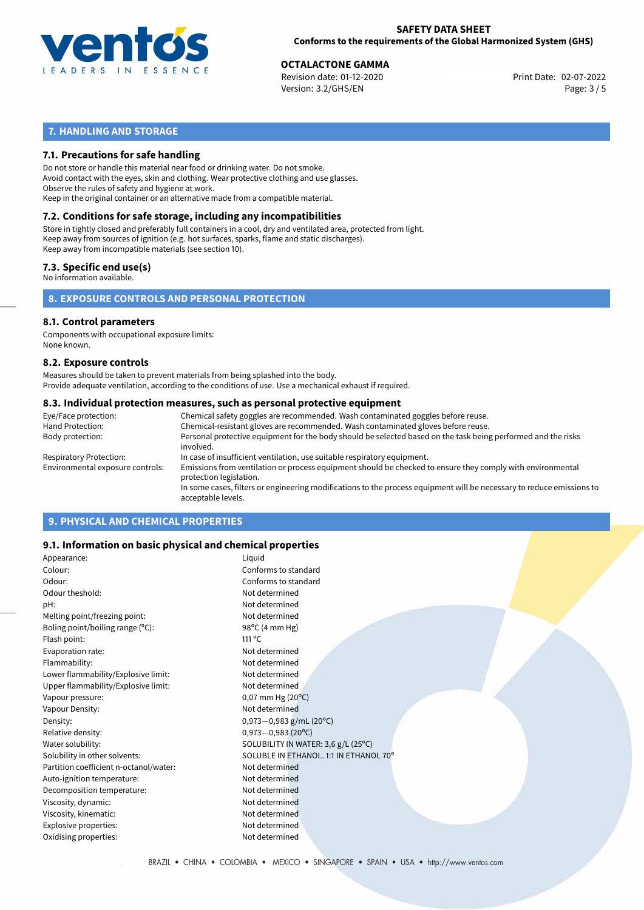## 7. HANDLING AND STORAGE

### 7.1. Precautions for safe handling

Do not store or handle this material near food or drinking water. Do not smoke.
Avoid contact with the eyes, skin and clothing. Wear protective clothing and use glasses.
Observe the rules of safety and hygiene at work.
Keep in the original container or an alternative made from a compatible material.

### 7.2. Conditions for safe storage, including any incompatibilities

Store in tightly closed and preferably full containers in a cool, dry and ventilated area, protected from light.
Keep away from sources of ignition (e.g. hot surfaces, sparks, flame and static discharges).
Keep away from incompatible materials (see section 10).

### 7.3. Specific end use(s)

No information available.

## 8. EXPOSURE CONTROLS AND PERSONAL PROTECTION

### 8.1. Control parameters

Components with occupational exposure limits:
None known.

### 8.2. Exposure controls

Measures should be taken to prevent materials from being splashed into the body.
Provide adequate ventilation, according to the conditions of use. Use a mechanical exhaust if required.

### 8.3. Individual protection measures, such as personal protective equipment

| | |
|---|---|
| Eye/Face protection: | Chemical safety goggles are recommended. Wash contaminated goggles before reuse. |
| Hand Protection: | Chemical-resistant gloves are recommended. Wash contaminated gloves before reuse. |
| Body protection: | Personal protective equipment for the body should be selected based on the task being performed and the risks involved. |
| Respiratory Protection: | In case of insufficient ventilation, use suitable respiratory equipment. |
| Environmental exposure controls: | Emissions from ventilation or process equipment should be checked to ensure they comply with environmental protection legislation. In some cases, filters or engineering modifications to the process equipment will be necessary to reduce emissions to acceptable levels. |

## 9. PHYSICAL AND CHEMICAL PROPERTIES

### 9.1. Information on basic physical and chemical properties

| | |
|---|---|
| Appearance: | Liquid |
| Colour: | Conforms to standard |
| Odour: | Conforms to standard |
| Odour theshold: | Not determined |
| pH: | Not determined |
| Melting point/freezing point: | Not determined |
| Boling point/boiling range (°C): | 98°C (4 mm Hg) |
| Flash point: | 111 °C |
| Evaporation rate: | Not determined |
| Flammability: | Not determined |
| Lower flammability/Explosive limit: | Not determined |
| Upper flammability/Explosive limit: | Not determined |
| Vapour pressure: | 0,07 mm Hg (20°C) |
| Vapour Density: | Not determined |
| Density: | 0,973−0,983 g/mL (20°C) |
| Relative density: | 0,973−0,983 (20°C) |
| Water solubility: | SOLUBILITY IN WATER: 3,6 g/L (25°C) |
| Solubility in other solvents: | SOLUBLE IN ETHANOL. 1:1 IN ETHANOL 70° |
| Partition coefficient n-octanol/water: | Not determined |
| Auto-ignition temperature: | Not determined |
| Decomposition temperature: | Not determined |
| Viscosity, dynamic: | Not determined |
| Viscosity, kinematic: | Not determined |
| Explosive properties: | Not determined |
| Oxidising properties: | Not determined |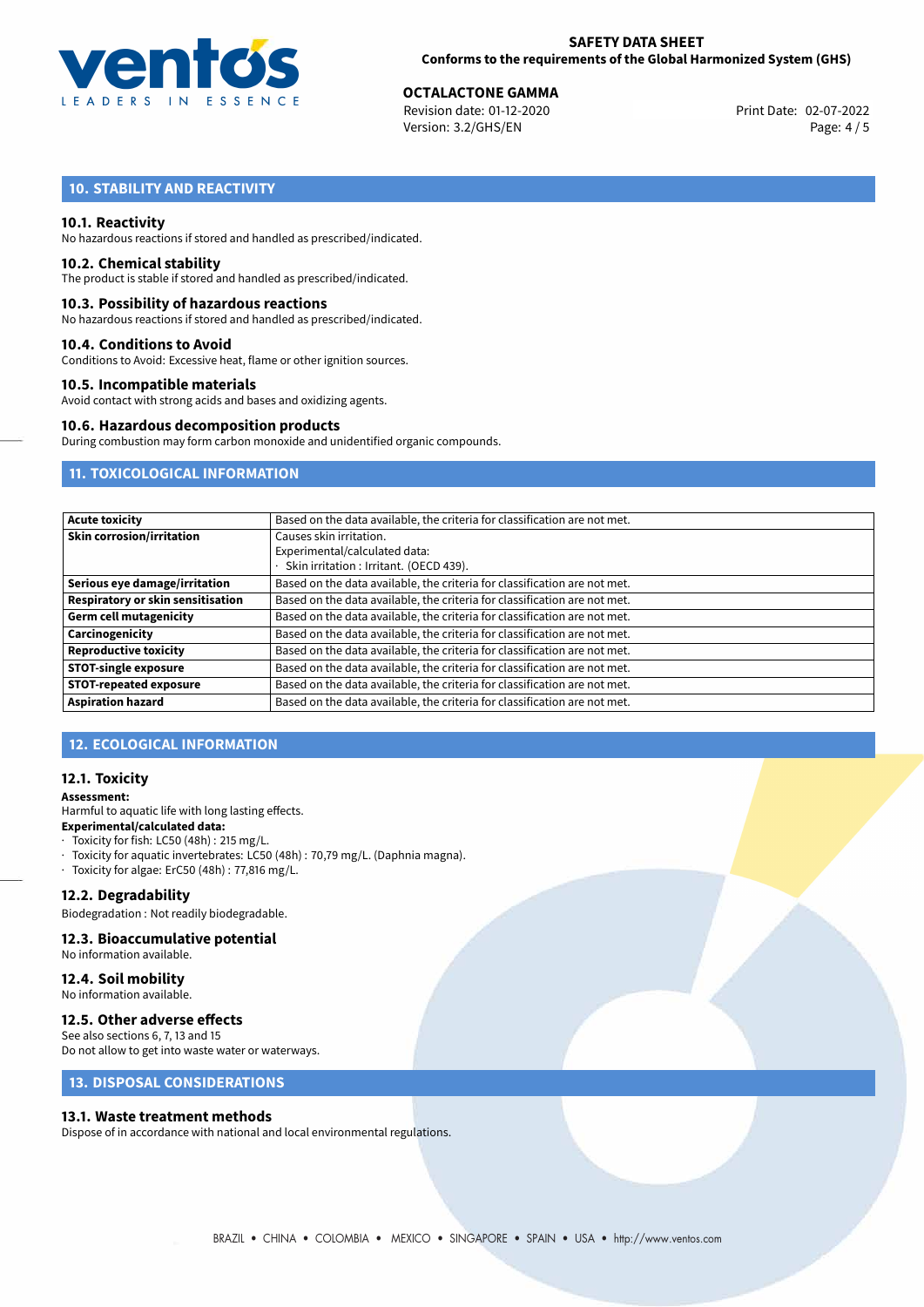## 10. STABILITY AND REACTIVITY

### 10.1. Reactivity

No hazardous reactions if stored and handled as prescribed/indicated.

### 10.2. Chemical stability

The product is stable if stored and handled as prescribed/indicated.

### 10.3. Possibility of hazardous reactions

No hazardous reactions if stored and handled as prescribed/indicated.

### 10.4. Conditions to Avoid

Conditions to Avoid: Excessive heat, flame or other ignition sources.

### 10.5. Incompatible materials

Avoid contact with strong acids and bases and oxidizing agents.

### 10.6. Hazardous decomposition products

During combustion may form carbon monoxide and unidentified organic compounds.

## 11. TOXICOLOGICAL INFORMATION

| | |
|---|---|
| **Acute toxicity** | Based on the data available, the criteria for classification are not met. |
| **Skin corrosion/irritation** | Causes skin irritation.<br>Experimental/calculated data:<br>· Skin irritation : Irritant. (OECD 439). |
| **Serious eye damage/irritation** | Based on the data available, the criteria for classification are not met. |
| **Respiratory or skin sensitisation** | Based on the data available, the criteria for classification are not met. |
| **Germ cell mutagenicity** | Based on the data available, the criteria for classification are not met. |
| **Carcinogenicity** | Based on the data available, the criteria for classification are not met. |
| **Reproductive toxicity** | Based on the data available, the criteria for classification are not met. |
| **STOT-single exposure** | Based on the data available, the criteria for classification are not met. |
| **STOT-repeated exposure** | Based on the data available, the criteria for classification are not met. |
| **Aspiration hazard** | Based on the data available, the criteria for classification are not met. |

## 12. ECOLOGICAL INFORMATION

### 12.1. Toxicity

**Assessment:**

Harmful to aquatic life with long lasting effects.

**Experimental/calculated data:**

- Toxicity for fish: LC50 (48h) : 215 mg/L.
- Toxicity for aquatic invertebrates: LC50 (48h) : 70,79 mg/L. (Daphnia magna).
- Toxicity for algae: ErC50 (48h) : 77,816 mg/L.

### 12.2. Degradability

Biodegradation : Not readily biodegradable.

### 12.3. Bioaccumulative potential

No information available.

### 12.4. Soil mobility

No information available.

### 12.5. Other adverse effects

See also sections 6, 7, 13 and 15

Do not allow to get into waste water or waterways.

## 13. DISPOSAL CONSIDERATIONS

### 13.1. Waste treatment methods

Dispose of in accordance with national and local environmental regulations.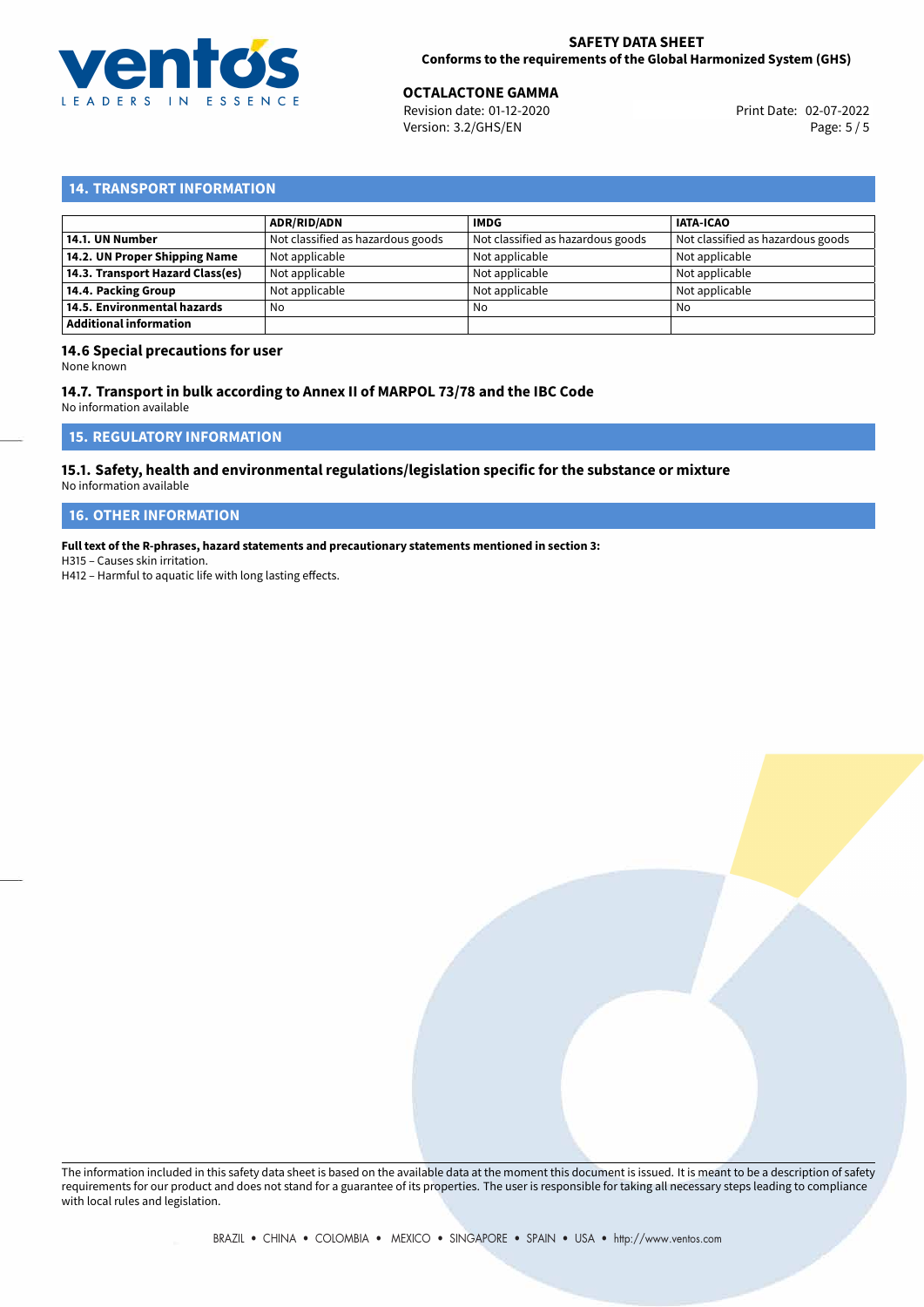## 14. TRANSPORT INFORMATION

| | ADR/RID/ADN | IMDG | IATA-ICAO |
|---|---|---|---|
| **14.1. UN Number** | Not classified as hazardous goods | Not classified as hazardous goods | Not classified as hazardous goods |
| **14.2. UN Proper Shipping Name** | Not applicable | Not applicable | Not applicable |
| **14.3. Transport Hazard Class(es)** | Not applicable | Not applicable | Not applicable |
| **14.4. Packing Group** | Not applicable | Not applicable | Not applicable |
| **14.5. Environmental hazards** | No | No | No |
| **Additional information** | | | |

### 14.6 Special precautions for user

None known

### 14.7. Transport in bulk according to Annex II of MARPOL 73/78 and the IBC Code

No information available

## 15. REGULATORY INFORMATION

### 15.1. Safety, health and environmental regulations/legislation specific for the substance or mixture

No information available

## 16. OTHER INFORMATION

**Full text of the R-phrases, hazard statements and precautionary statements mentioned in section 3:**

H315 – Causes skin irritation.
H412 – Harmful to aquatic life with long lasting effects.

The information included in this safety data sheet is based on the available data at the moment this document is issued. It is meant to be a description of safety requirements for our product and does not stand for a guarantee of its properties. The user is responsible for taking all necessary steps leading to compliance with local rules and legislation.